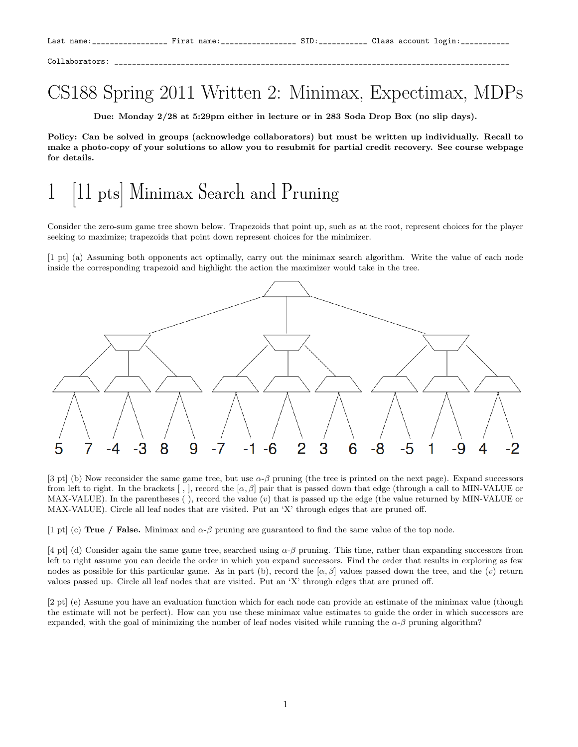Last name:_________________ First name:_________________ SID:__________ Class account login:__________

Collaborators: ______________________________________________________________________________

# CS188 Spring 2011 Written 2: Minimax, Expectimax, MDPs

**Due: Monday 2/28 at 5:29pm either in lecture or in 283 Soda Drop Box (no slip days).**

**Policy: Can be solved in groups (acknowledge collaborators) but must be written up individually. Recall to make a photo-copy of your solutions to allow you to resubmit for partial credit recovery. See course webpage for details.**

## 1 [11 pts] Minimax Search and Pruning

Consider the zero-sum game tree shown below. Trapezoids that point up, such as at the root, represent choices for the player seeking to maximize; trapezoids that point down represent choices for the minimizer.

[1 pt] (a) Assuming both opponents act optimally, carry out the minimax search algorithm. Write the value of each node inside the corresponding trapezoid and highlight the action the maximizer would take in the tree.

5 7 -4 -3 8 9 -7 -1 -6 2 3 6 -8 -5 1 -9 4 -2

[3 pt] (b) Now reconsider the same game tree, but use $\alpha$-$\beta$ pruning (the tree is printed on the next page). Expand successors from left to right. In the brackets [ , ], record the $[\alpha, \beta]$ pair that is passed down that edge (through a call to MIN-VALUE or MAX-VALUE). In the parentheses ( ), record the value ($v$) that is passed up the edge (the value returned by MIN-VALUE or MAX-VALUE). Circle all leaf nodes that are visited. Put an 'X' through edges that are pruned off.

[1 pt] (c) **True / False.** Minimax and $\alpha$-$\beta$ pruning are guaranteed to find the same value of the top node.

[4 pt] (d) Consider again the same game tree, searched using $\alpha$-$\beta$ pruning. This time, rather than expanding successors from left to right assume you can decide the order in which you expand successors. Find the order that results in exploring as few nodes as possible for this particular game. As in part (b), record the $[\alpha, \beta]$ values passed down the tree, and the ($v$) return values passed up. Circle all leaf nodes that are visited. Put an 'X' through edges that are pruned off.

[2 pt] (e) Assume you have an evaluation function which for each node can provide an estimate of the minimax value (though the estimate will not be perfect). How can you use these minimax value estimates to guide the order in which successors are expanded, with the goal of minimizing the number of leaf nodes visited while running the $\alpha$-$\beta$ pruning algorithm?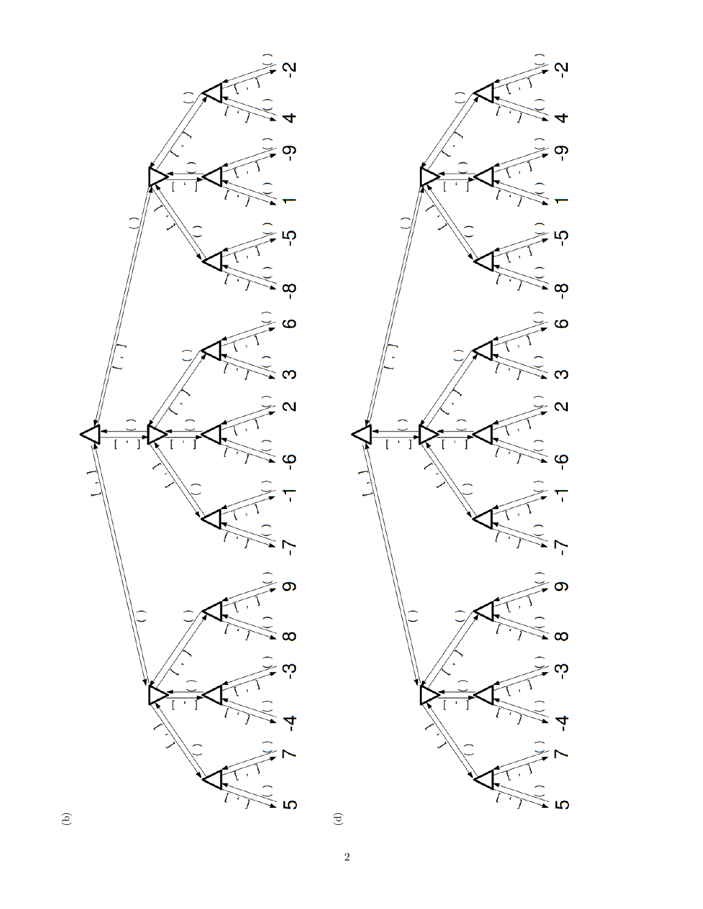(b)

(d)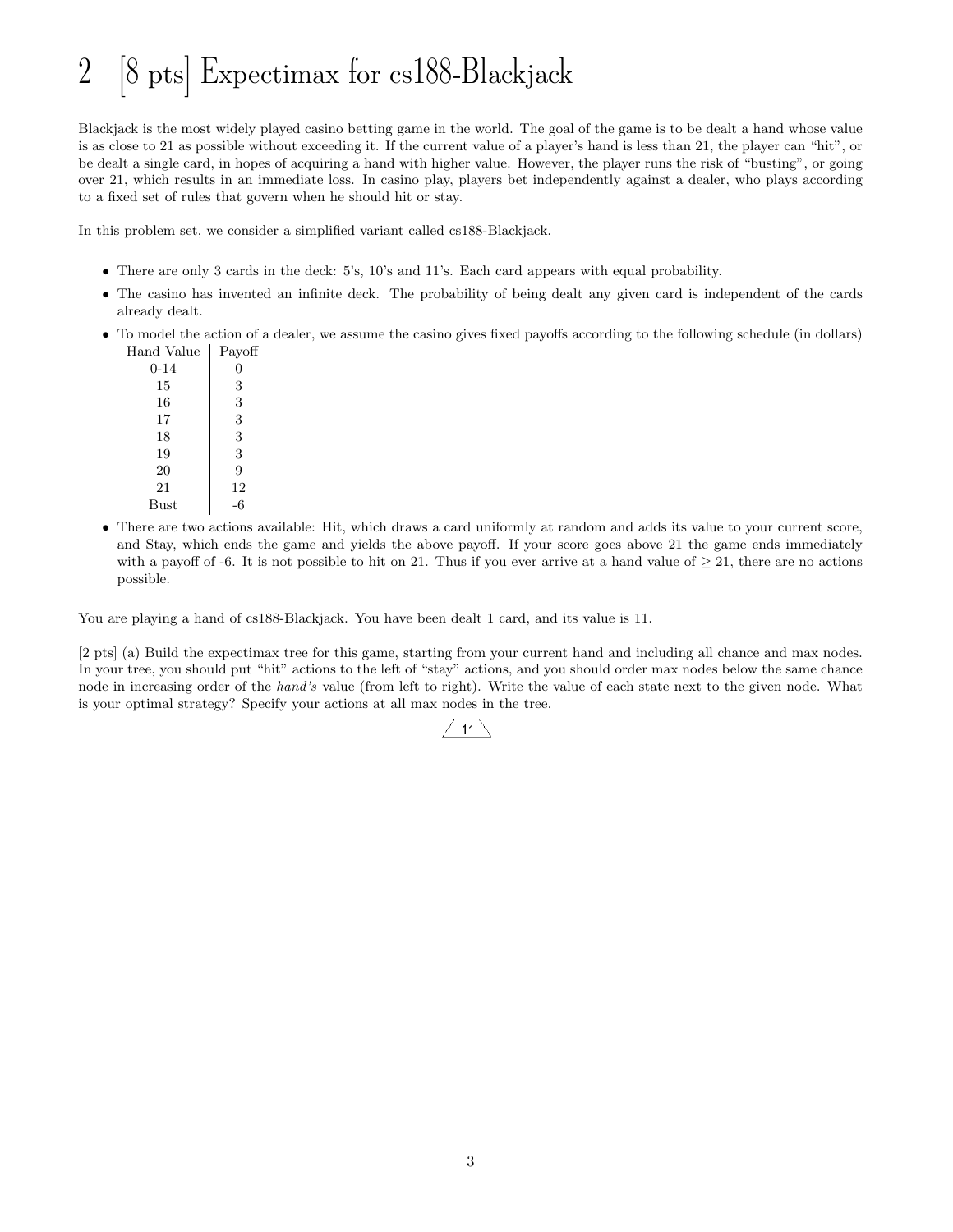# 2 [8 pts] Expectimax for cs188-Blackjack

Blackjack is the most widely played casino betting game in the world. The goal of the game is to be dealt a hand whose value is as close to 21 as possible without exceeding it. If the current value of a player's hand is less than 21, the player can "hit", or be dealt a single card, in hopes of acquiring a hand with higher value. However, the player runs the risk of "busting", or going over 21, which results in an immediate loss. In casino play, players bet independently against a dealer, who plays according to a fixed set of rules that govern when he should hit or stay.

In this problem set, we consider a simplified variant called cs188-Blackjack.

- There are only 3 cards in the deck: 5's, 10's and 11's. Each card appears with equal probability.
- The casino has invented an infinite deck. The probability of being dealt any given card is independent of the cards already dealt.
- To model the action of a dealer, we assume the casino gives fixed payoffs according to the following schedule (in dollars)

| Hand Value | Payoff |
|---|---|
| 0-14 | 0 |
| 15 | 3 |
| 16 | 3 |
| 17 | 3 |
| 18 | 3 |
| 19 | 3 |
| 20 | 9 |
| 21 | 12 |
| Bust | -6 |

- There are two actions available: Hit, which draws a card uniformly at random and adds its value to your current score, and Stay, which ends the game and yields the above payoff. If your score goes above 21 the game ends immediately with a payoff of -6. It is not possible to hit on 21. Thus if you ever arrive at a hand value of $\geq 21$, there are no actions possible.

You are playing a hand of cs188-Blackjack. You have been dealt 1 card, and its value is 11.

[2 pts] (a) Build the expectimax tree for this game, starting from your current hand and including all chance and max nodes. In your tree, you should put "hit" actions to the left of "stay" actions, and you should order max nodes below the same chance node in increasing order of the *hand's* value (from left to right). Write the value of each state next to the given node. What is your optimal strategy? Specify your actions at all max nodes in the tree.

11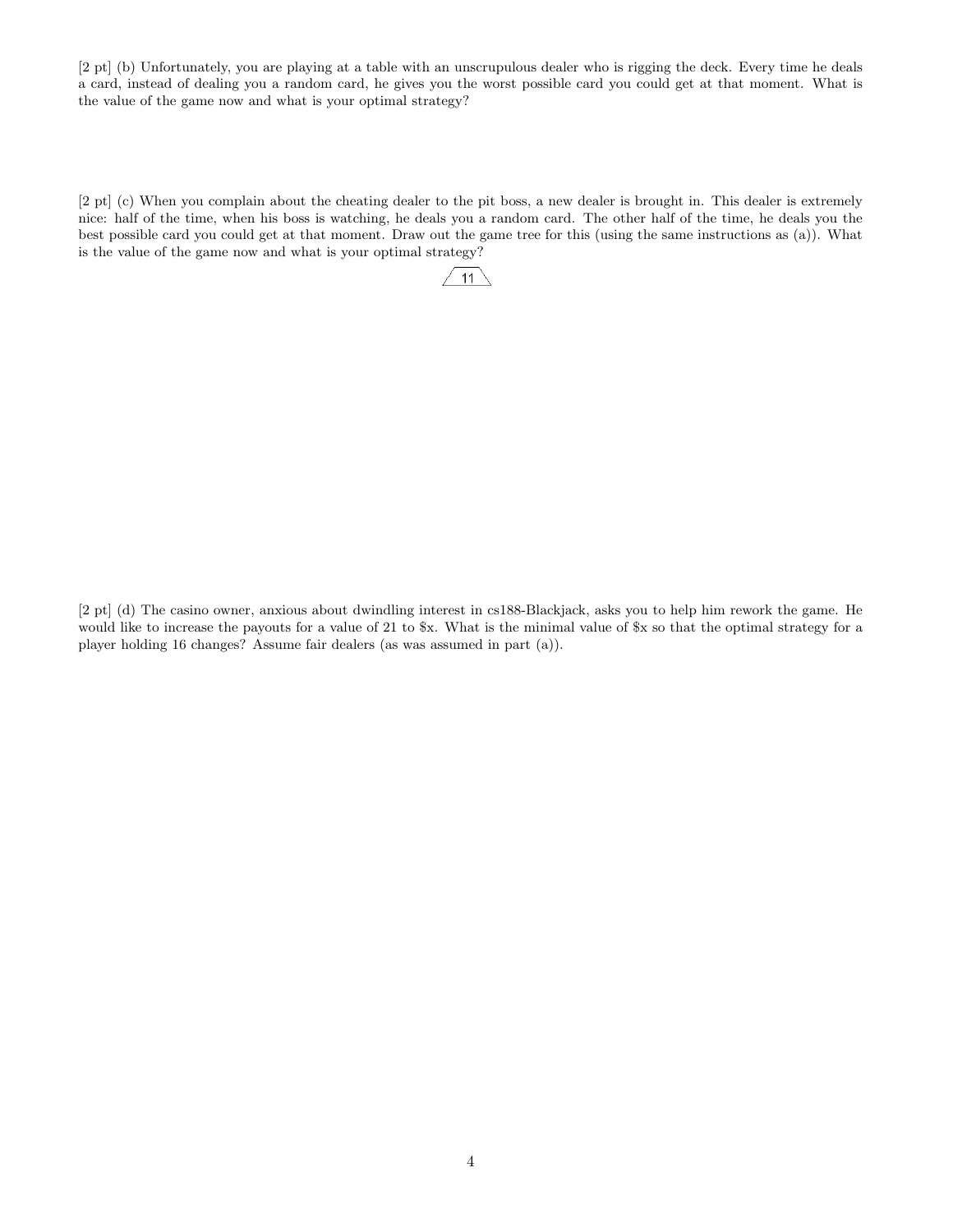[2 pt] (b) Unfortunately, you are playing at a table with an unscrupulous dealer who is rigging the deck. Every time he deals a card, instead of dealing you a random card, he gives you the worst possible card you could get at that moment. What is the value of the game now and what is your optimal strategy?

[2 pt] (c) When you complain about the cheating dealer to the pit boss, a new dealer is brought in. This dealer is extremely nice: half of the time, when his boss is watching, he deals you a random card. The other half of the time, he deals you the best possible card you could get at that moment. Draw out the game tree for this (using the same instructions as (a)). What is the value of the game now and what is your optimal strategy?

11

[2 pt] (d) The casino owner, anxious about dwindling interest in cs188-Blackjack, asks you to help him rework the game. He would like to increase the payouts for a value of 21 to $x. What is the minimal value of $x so that the optimal strategy for a player holding 16 changes? Assume fair dealers (as was assumed in part (a)).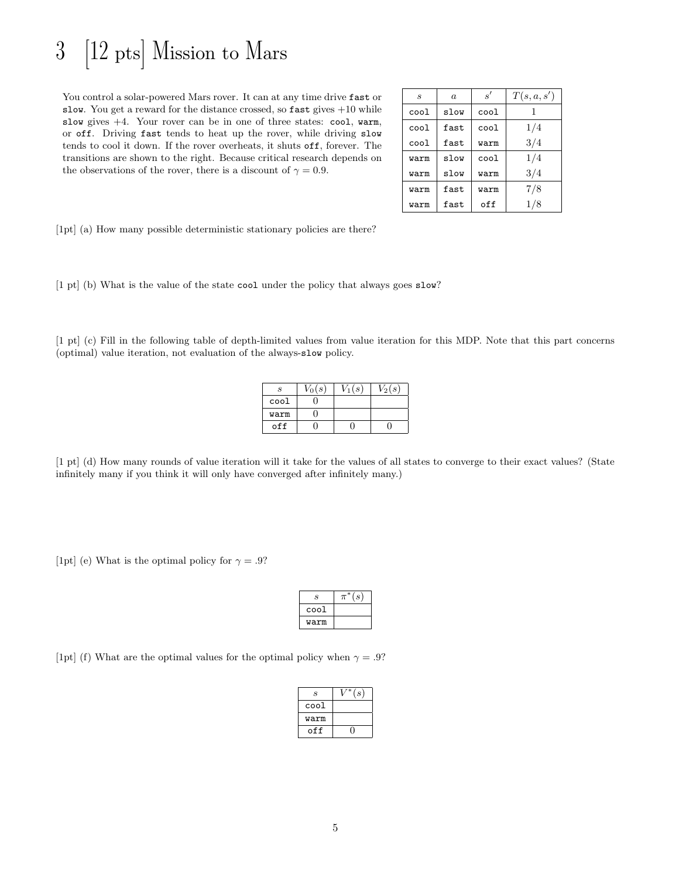# 3 [12 pts] Mission to Mars

You control a solar-powered Mars rover. It can at any time drive `fast` or `slow`. You get a reward for the distance crossed, so `fast` gives +10 while `slow` gives +4. Your rover can be in one of three states: `cool`, `warm`, or `off`. Driving `fast` tends to heat up the rover, while driving `slow` tends to cool it down. If the rover overheats, it shuts `off`, forever. The transitions are shown to the right. Because critical research depends on the observations of the rover, there is a discount of $\gamma = 0.9$.

| $s$ | $a$ | $s'$ | $T(s, a, s')$ |
|---|---|---|---|
| cool | slow | cool | 1 |
| cool | fast | cool | 1/4 |
| cool | fast | warm | 3/4 |
| warm | slow | cool | 1/4 |
| warm | slow | warm | 3/4 |
| warm | fast | warm | 7/8 |
| warm | fast | off | 1/8 |

[1pt] (a) How many possible deterministic stationary policies are there?

[1 pt] (b) What is the value of the state `cool` under the policy that always goes `slow`?

[1 pt] (c) Fill in the following table of depth-limited values from value iteration for this MDP. Note that this part concerns (optimal) value iteration, not evaluation of the always-`slow` policy.

| $s$ | $V_0(s)$ | $V_1(s)$ | $V_2(s)$ |
|---|---|---|---|
| cool | 0 | | |
| warm | 0 | | |
| off | 0 | 0 | 0 |

[1 pt] (d) How many rounds of value iteration will it take for the values of all states to converge to their exact values? (State infinitely many if you think it will only have converged after infinitely many.)

[1pt] (e) What is the optimal policy for $\gamma = .9$?

| $s$ | $\pi^*(s)$ |
|---|---|
| cool | |
| warm | |

[1pt] (f) What are the optimal values for the optimal policy when $\gamma = .9$?

| $s$ | $V^*(s)$ |
|---|---|
| cool | |
| warm | |
| off | 0 |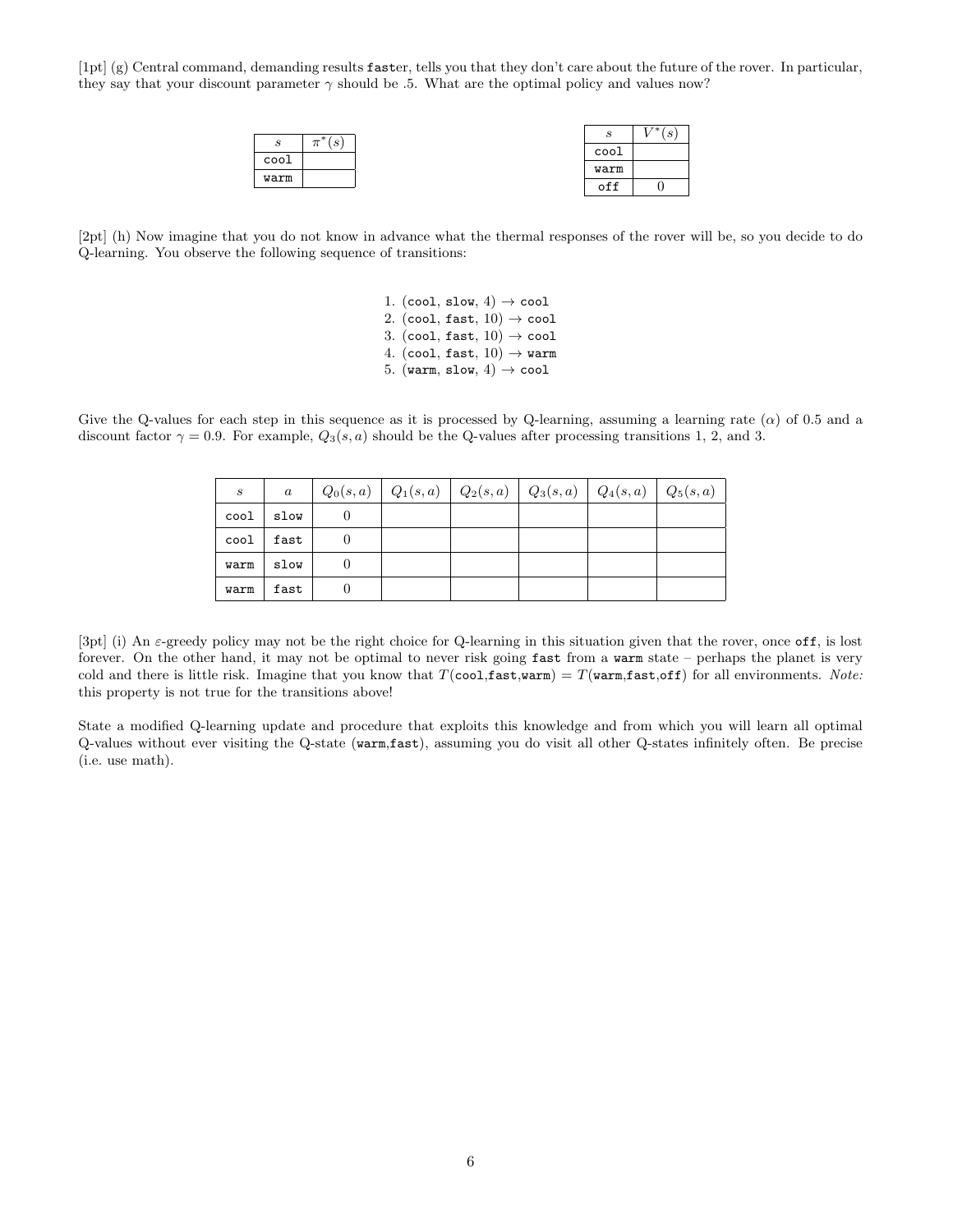[1pt] (g) Central command, demanding results faster, tells you that they don't care about the future of the rover. In particular, they say that your discount parameter $\gamma$ should be .5. What are the optimal policy and values now?

| $s$ | $\pi^*(s)$ |
|---|---|
| cool | |
| warm | |

| $s$ | $V^*(s)$ |
|---|---|
| cool | |
| warm | |
| off | 0 |

[2pt] (h) Now imagine that you do not know in advance what the thermal responses of the rover will be, so you decide to do Q-learning. You observe the following sequence of transitions:

1. (cool, slow, 4) $\rightarrow$ cool
2. (cool, fast, 10) $\rightarrow$ cool
3. (cool, fast, 10) $\rightarrow$ cool
4. (cool, fast, 10) $\rightarrow$ warm
5. (warm, slow, 4) $\rightarrow$ cool

Give the Q-values for each step in this sequence as it is processed by Q-learning, assuming a learning rate ($\alpha$) of 0.5 and a discount factor $\gamma = 0.9$. For example, $Q_3(s, a)$ should be the Q-values after processing transitions 1, 2, and 3.

| $s$ | $a$ | $Q_0(s,a)$ | $Q_1(s,a)$ | $Q_2(s,a)$ | $Q_3(s,a)$ | $Q_4(s,a)$ | $Q_5(s,a)$ |
|---|---|---|---|---|---|---|---|
| cool | slow | 0 | | | | | |
| cool | fast | 0 | | | | | |
| warm | slow | 0 | | | | | |
| warm | fast | 0 | | | | | |

[3pt] (i) An $\varepsilon$-greedy policy may not be the right choice for Q-learning in this situation given that the rover, once off, is lost forever. On the other hand, it may not be optimal to never risk going fast from a warm state – perhaps the planet is very cold and there is little risk. Imagine that you know that $T$(cool,fast,warm) $= T$(warm,fast,off) for all environments. *Note:* this property is not true for the transitions above!

State a modified Q-learning update and procedure that exploits this knowledge and from which you will learn all optimal Q-values without ever visiting the Q-state (warm,fast), assuming you do visit all other Q-states infinitely often. Be precise (i.e. use math).